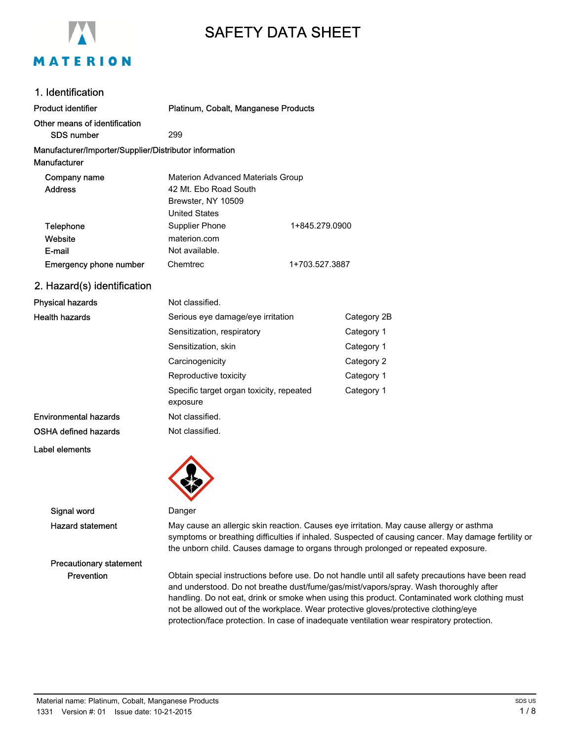# SAFETY DATA SHEET

## 1. Identification

| | | |
|---|---|---|
| **Product identifier** | **Platinum, Cobalt, Manganese Products** | |
| **Other means of identification** | | |
| SDS number | 299 | |
| **Manufacturer/Importer/Supplier/Distributor information** | | |
| **Manufacturer** | | |
| Company name | Materion Advanced Materials Group | |
| Address | 42 Mt. Ebo Road South<br>Brewster, NY 10509<br>United States | |
| Telephone | Supplier Phone | 1+845.279.0900 |
| Website | materion.com | |
| E-mail | Not available. | |
| Emergency phone number | Chemtrec | 1+703.527.3887 |

## 2. Hazard(s) identification

| | | |
|---|---|---|
| **Physical hazards** | Not classified. | |
| **Health hazards** | Serious eye damage/eye irritation | Category 2B |
| | Sensitization, respiratory | Category 1 |
| | Sensitization, skin | Category 1 |
| | Carcinogenicity | Category 2 |
| | Reproductive toxicity | Category 1 |
| | Specific target organ toxicity, repeated exposure | Category 1 |
| **Environmental hazards** | Not classified. | |
| **OSHA defined hazards** | Not classified. | |

**Label elements**

**Signal word** Danger

**Hazard statement** May cause an allergic skin reaction. Causes eye irritation. May cause allergy or asthma symptoms or breathing difficulties if inhaled. Suspected of causing cancer. May damage fertility or the unborn child. Causes damage to organs through prolonged or repeated exposure.

**Precautionary statement**

**Prevention** Obtain special instructions before use. Do not handle until all safety precautions have been read and understood. Do not breathe dust/fume/gas/mist/vapors/spray. Wash thoroughly after handling. Do not eat, drink or smoke when using this product. Contaminated work clothing must not be allowed out of the workplace. Wear protective gloves/protective clothing/eye protection/face protection. In case of inadequate ventilation wear respiratory protection.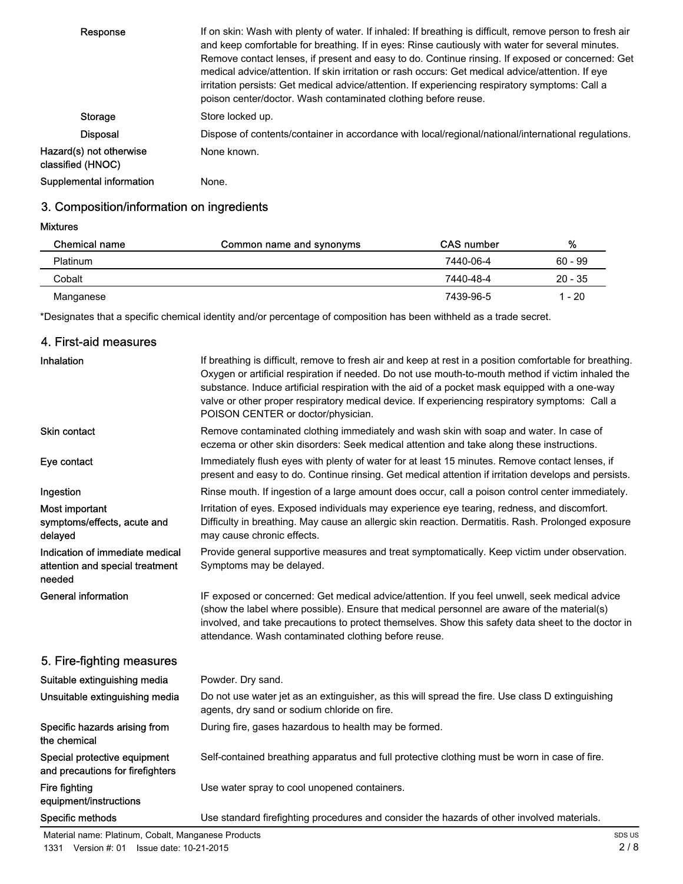| | |
|---|---|
| Response | If on skin: Wash with plenty of water. If inhaled: If breathing is difficult, remove person to fresh air and keep comfortable for breathing. If in eyes: Rinse cautiously with water for several minutes. Remove contact lenses, if present and easy to do. Continue rinsing. If exposed or concerned: Get medical advice/attention. If skin irritation or rash occurs: Get medical advice/attention. If eye irritation persists: Get medical advice/attention. If experiencing respiratory symptoms: Call a poison center/doctor. Wash contaminated clothing before reuse. |
| Storage | Store locked up. |
| Disposal | Dispose of contents/container in accordance with local/regional/national/international regulations. |
| Hazard(s) not otherwise classified (HNOC) | None known. |
| Supplemental information | None. |

## 3. Composition/information on ingredients

**Mixtures**

| Chemical name | Common name and synonyms | CAS number | % |
|---|---|---|---|
| Platinum | | 7440-06-4 | 60 - 99 |
| Cobalt | | 7440-48-4 | 20 - 35 |
| Manganese | | 7439-96-5 | 1 - 20 |

*Designates that a specific chemical identity and/or percentage of composition has been withheld as a trade secret.

## 4. First-aid measures

| | |
|---|---|
| Inhalation | If breathing is difficult, remove to fresh air and keep at rest in a position comfortable for breathing. Oxygen or artificial respiration if needed. Do not use mouth-to-mouth method if victim inhaled the substance. Induce artificial respiration with the aid of a pocket mask equipped with a one-way valve or other proper respiratory medical device. If experiencing respiratory symptoms: Call a POISON CENTER or doctor/physician. |
| Skin contact | Remove contaminated clothing immediately and wash skin with soap and water. In case of eczema or other skin disorders: Seek medical attention and take along these instructions. |
| Eye contact | Immediately flush eyes with plenty of water for at least 15 minutes. Remove contact lenses, if present and easy to do. Continue rinsing. Get medical attention if irritation develops and persists. |
| Ingestion | Rinse mouth. If ingestion of a large amount does occur, call a poison control center immediately. |
| Most important symptoms/effects, acute and delayed | Irritation of eyes. Exposed individuals may experience eye tearing, redness, and discomfort. Difficulty in breathing. May cause an allergic skin reaction. Dermatitis. Rash. Prolonged exposure may cause chronic effects. |
| Indication of immediate medical attention and special treatment needed | Provide general supportive measures and treat symptomatically. Keep victim under observation. Symptoms may be delayed. |
| General information | IF exposed or concerned: Get medical advice/attention. If you feel unwell, seek medical advice (show the label where possible). Ensure that medical personnel are aware of the material(s) involved, and take precautions to protect themselves. Show this safety data sheet to the doctor in attendance. Wash contaminated clothing before reuse. |

## 5. Fire-fighting measures

| | |
|---|---|
| Suitable extinguishing media | Powder. Dry sand. |
| Unsuitable extinguishing media | Do not use water jet as an extinguisher, as this will spread the fire. Use class D extinguishing agents, dry sand or sodium chloride on fire. |
| Specific hazards arising from the chemical | During fire, gases hazardous to health may be formed. |
| Special protective equipment and precautions for firefighters | Self-contained breathing apparatus and full protective clothing must be worn in case of fire. |
| Fire fighting equipment/instructions | Use water spray to cool unopened containers. |
| Specific methods | Use standard firefighting procedures and consider the hazards of other involved materials. |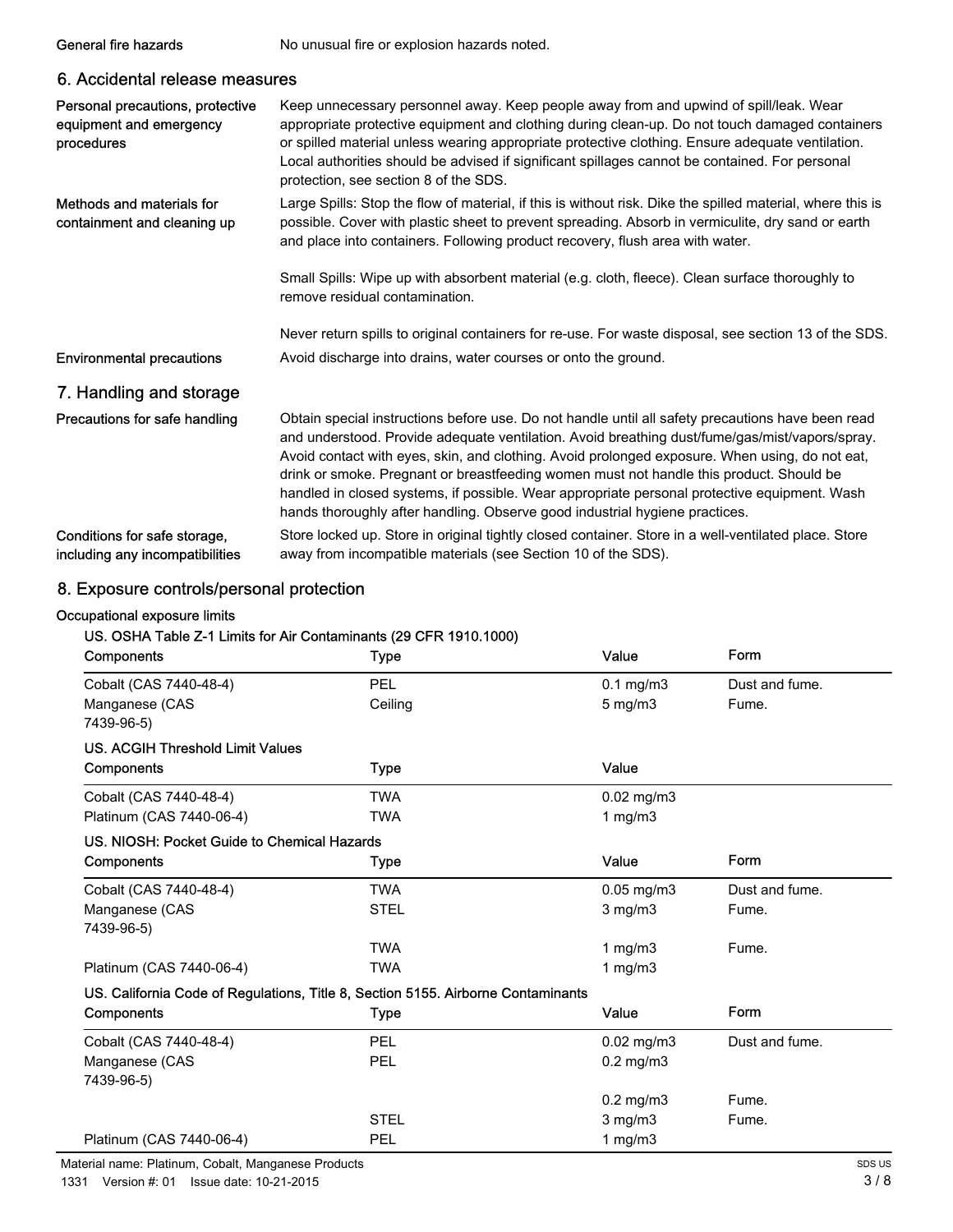| | |
|---|---|
| **General fire hazards** | No unusual fire or explosion hazards noted. |

## 6. Accidental release measures

| | |
|---|---|
| **Personal precautions, protective equipment and emergency procedures** | Keep unnecessary personnel away. Keep people away from and upwind of spill/leak. Wear appropriate protective equipment and clothing during clean-up. Do not touch damaged containers or spilled material unless wearing appropriate protective clothing. Ensure adequate ventilation. Local authorities should be advised if significant spillages cannot be contained. For personal protection, see section 8 of the SDS. |
| **Methods and materials for containment and cleaning up** | Large Spills: Stop the flow of material, if this is without risk. Dike the spilled material, where this is possible. Cover with plastic sheet to prevent spreading. Absorb in vermiculite, dry sand or earth and place into containers. Following product recovery, flush area with water.<br><br>Small Spills: Wipe up with absorbent material (e.g. cloth, fleece). Clean surface thoroughly to remove residual contamination.<br><br>Never return spills to original containers for re-use. For waste disposal, see section 13 of the SDS. |
| **Environmental precautions** | Avoid discharge into drains, water courses or onto the ground. |

## 7. Handling and storage

| | |
|---|---|
| **Precautions for safe handling** | Obtain special instructions before use. Do not handle until all safety precautions have been read and understood. Provide adequate ventilation. Avoid breathing dust/fume/gas/mist/vapors/spray. Avoid contact with eyes, skin, and clothing. Avoid prolonged exposure. When using, do not eat, drink or smoke. Pregnant or breastfeeding women must not handle this product. Should be handled in closed systems, if possible. Wear appropriate personal protective equipment. Wash hands thoroughly after handling. Observe good industrial hygiene practices. |
| **Conditions for safe storage, including any incompatibilities** | Store locked up. Store in original tightly closed container. Store in a well-ventilated place. Store away from incompatible materials (see Section 10 of the SDS). |

## 8. Exposure controls/personal protection

**Occupational exposure limits**

**US. OSHA Table Z-1 Limits for Air Contaminants (29 CFR 1910.1000)**

| Components | Type | Value | Form |
|---|---|---|---|
| Cobalt (CAS 7440-48-4) | PEL | 0.1 mg/m3 | Dust and fume. |
| Manganese (CAS 7439-96-5) | Ceiling | 5 mg/m3 | Fume. |

**US. ACGIH Threshold Limit Values**

| Components | Type | Value |
|---|---|---|
| Cobalt (CAS 7440-48-4) | TWA | 0.02 mg/m3 |
| Platinum (CAS 7440-06-4) | TWA | 1 mg/m3 |

**US. NIOSH: Pocket Guide to Chemical Hazards**

| Components | Type | Value | Form |
|---|---|---|---|
| Cobalt (CAS 7440-48-4) | TWA | 0.05 mg/m3 | Dust and fume. |
| Manganese (CAS 7439-96-5) | STEL | 3 mg/m3 | Fume. |
| | TWA | 1 mg/m3 | Fume. |
| Platinum (CAS 7440-06-4) | TWA | 1 mg/m3 | |

**US. California Code of Regulations, Title 8, Section 5155. Airborne Contaminants**

| Components | Type | Value | Form |
|---|---|---|---|
| Cobalt (CAS 7440-48-4) | PEL | 0.02 mg/m3 | Dust and fume. |
| Manganese (CAS 7439-96-5) | PEL | 0.2 mg/m3 | |
| | | 0.2 mg/m3 | Fume. |
| | STEL | 3 mg/m3 | Fume. |
| Platinum (CAS 7440-06-4) | PEL | 1 mg/m3 | |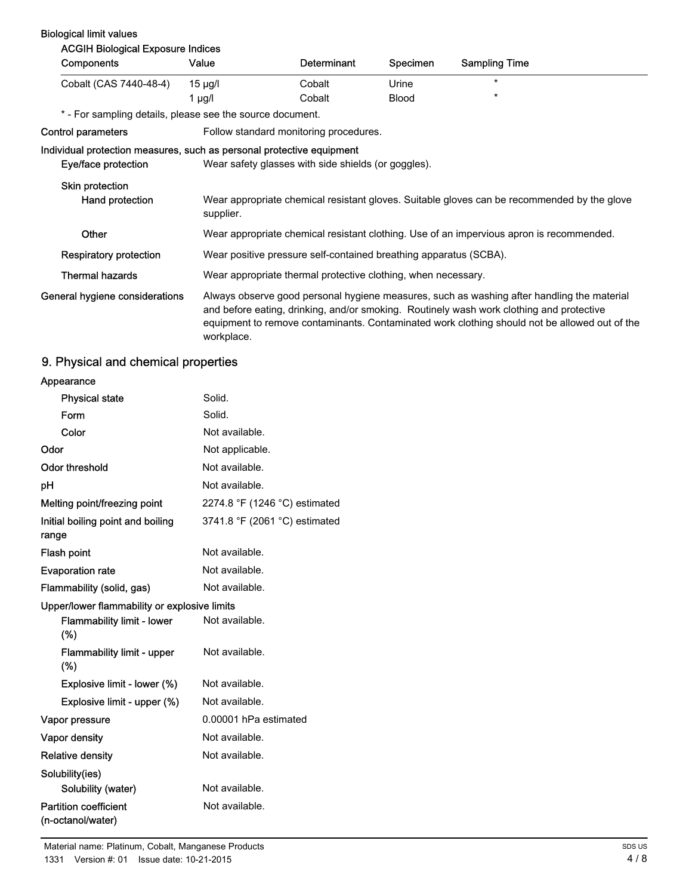**Biological limit values**

**ACGIH Biological Exposure Indices**

| Components | Value | Determinant | Specimen | Sampling Time |
|---|---|---|---|---|
| Cobalt (CAS 7440-48-4) | 15 µg/l | Cobalt | Urine | * |
| | 1 µg/l | Cobalt | Blood | * |

* - For sampling details, please see the source document.

**Control parameters** Follow standard monitoring procedures.

**Individual protection measures, such as personal protective equipment**

**Eye/face protection** Wear safety glasses with side shields (or goggles).

**Skin protection**

**Hand protection** Wear appropriate chemical resistant gloves. Suitable gloves can be recommended by the glove supplier.

**Other** Wear appropriate chemical resistant clothing. Use of an impervious apron is recommended.

**Respiratory protection** Wear positive pressure self-contained breathing apparatus (SCBA).

**Thermal hazards** Wear appropriate thermal protective clothing, when necessary.

**General hygiene considerations** Always observe good personal hygiene measures, such as washing after handling the material and before eating, drinking, and/or smoking. Routinely wash work clothing and protective equipment to remove contaminants. Contaminated work clothing should not be allowed out of the workplace.

## 9. Physical and chemical properties

**Appearance**

| | |
|---|---|
| Physical state | Solid. |
| Form | Solid. |
| Color | Not available. |
| Odor | Not applicable. |
| Odor threshold | Not available. |
| pH | Not available. |
| Melting point/freezing point | 2274.8 °F (1246 °C) estimated |
| Initial boiling point and boiling range | 3741.8 °F (2061 °C) estimated |
| Flash point | Not available. |
| Evaporation rate | Not available. |
| Flammability (solid, gas) | Not available. |

**Upper/lower flammability or explosive limits**

| | |
|---|---|
| Flammability limit - lower (%) | Not available. |
| Flammability limit - upper (%) | Not available. |
| Explosive limit - lower (%) | Not available. |
| Explosive limit - upper (%) | Not available. |
| Vapor pressure | 0.00001 hPa estimated |
| Vapor density | Not available. |
| Relative density | Not available. |

**Solubility(ies)**

| | |
|---|---|
| Solubility (water) | Not available. |
| Partition coefficient (n-octanol/water) | Not available. |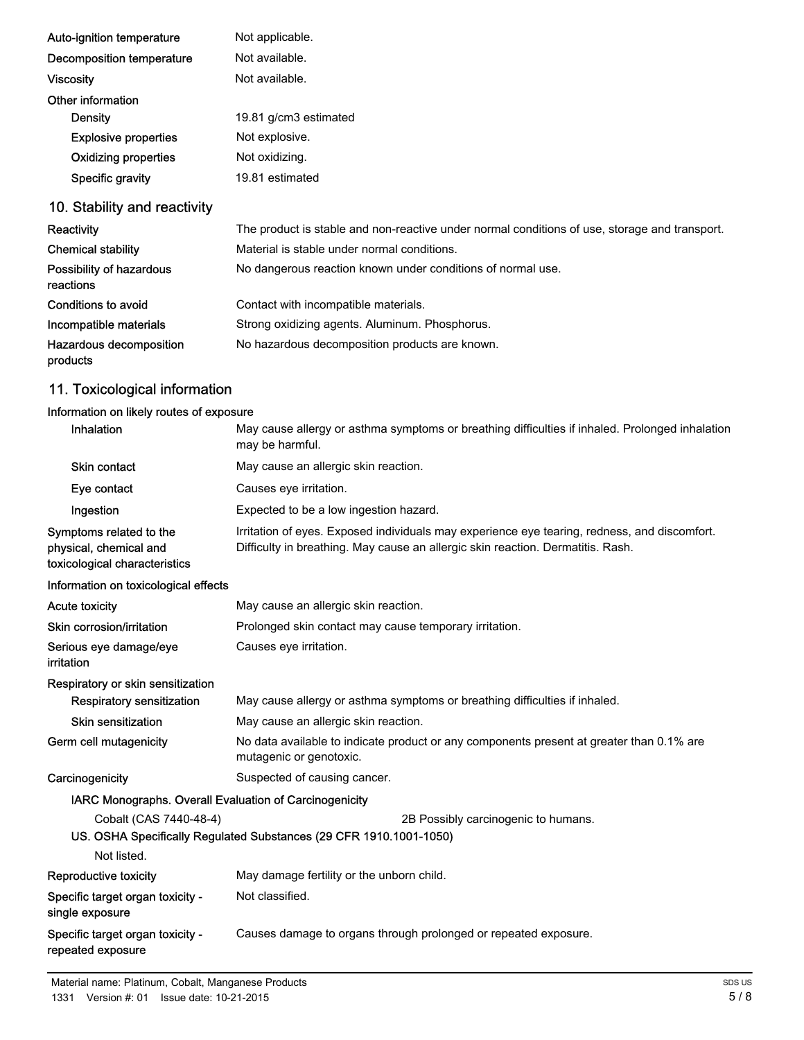| | |
|---|---|
| Auto-ignition temperature | Not applicable. |
| Decomposition temperature | Not available. |
| Viscosity | Not available. |
| **Other information** | |
| Density | 19.81 g/cm3 estimated |
| Explosive properties | Not explosive. |
| Oxidizing properties | Not oxidizing. |
| Specific gravity | 19.81 estimated |

## 10. Stability and reactivity

| | |
|---|---|
| Reactivity | The product is stable and non-reactive under normal conditions of use, storage and transport. |
| Chemical stability | Material is stable under normal conditions. |
| Possibility of hazardous reactions | No dangerous reaction known under conditions of normal use. |
| Conditions to avoid | Contact with incompatible materials. |
| Incompatible materials | Strong oxidizing agents. Aluminum. Phosphorus. |
| Hazardous decomposition products | No hazardous decomposition products are known. |

## 11. Toxicological information

**Information on likely routes of exposure**

| | |
|---|---|
| Inhalation | May cause allergy or asthma symptoms or breathing difficulties if inhaled. Prolonged inhalation may be harmful. |
| Skin contact | May cause an allergic skin reaction. |
| Eye contact | Causes eye irritation. |
| Ingestion | Expected to be a low ingestion hazard. |
| Symptoms related to the physical, chemical and toxicological characteristics | Irritation of eyes. Exposed individuals may experience eye tearing, redness, and discomfort. Difficulty in breathing. May cause an allergic skin reaction. Dermatitis. Rash. |

**Information on toxicological effects**

| | |
|---|---|
| Acute toxicity | May cause an allergic skin reaction. |
| Skin corrosion/irritation | Prolonged skin contact may cause temporary irritation. |
| Serious eye damage/eye irritation | Causes eye irritation. |
| **Respiratory or skin sensitization** | |
| Respiratory sensitization | May cause allergy or asthma symptoms or breathing difficulties if inhaled. |
| Skin sensitization | May cause an allergic skin reaction. |
| Germ cell mutagenicity | No data available to indicate product or any components present at greater than 0.1% are mutagenic or genotoxic. |
| Carcinogenicity | Suspected of causing cancer. |

**IARC Monographs. Overall Evaluation of Carcinogenicity**

| | |
|---|---|
| Cobalt (CAS 7440-48-4) | 2B Possibly carcinogenic to humans. |

**US. OSHA Specifically Regulated Substances (29 CFR 1910.1001-1050)**

Not listed.

| | |
|---|---|
| Reproductive toxicity | May damage fertility or the unborn child. |
| Specific target organ toxicity - single exposure | Not classified. |
| Specific target organ toxicity - repeated exposure | Causes damage to organs through prolonged or repeated exposure. |

Material name: Platinum, Cobalt, Manganese Products

1331 Version #: 01 Issue date: 10-21-2015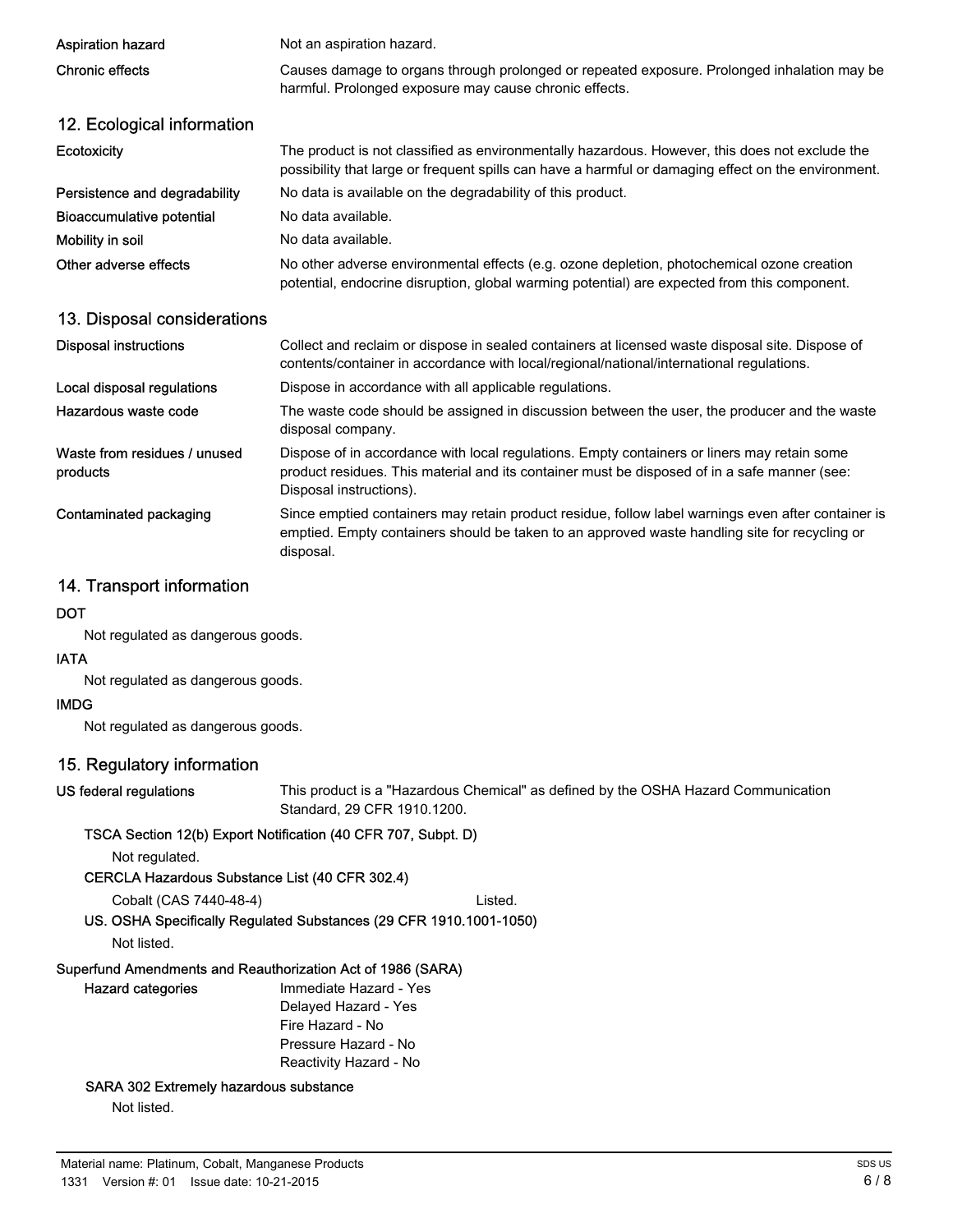| | |
|---|---|
| **Aspiration hazard** | Not an aspiration hazard. |
| **Chronic effects** | Causes damage to organs through prolonged or repeated exposure. Prolonged inhalation may be harmful. Prolonged exposure may cause chronic effects. |

## 12. Ecological information

| | |
|---|---|
| **Ecotoxicity** | The product is not classified as environmentally hazardous. However, this does not exclude the possibility that large or frequent spills can have a harmful or damaging effect on the environment. |
| **Persistence and degradability** | No data is available on the degradability of this product. |
| **Bioaccumulative potential** | No data available. |
| **Mobility in soil** | No data available. |
| **Other adverse effects** | No other adverse environmental effects (e.g. ozone depletion, photochemical ozone creation potential, endocrine disruption, global warming potential) are expected from this component. |

## 13. Disposal considerations

| | |
|---|---|
| **Disposal instructions** | Collect and reclaim or dispose in sealed containers at licensed waste disposal site. Dispose of contents/container in accordance with local/regional/national/international regulations. |
| **Local disposal regulations** | Dispose in accordance with all applicable regulations. |
| **Hazardous waste code** | The waste code should be assigned in discussion between the user, the producer and the waste disposal company. |
| **Waste from residues / unused products** | Dispose of in accordance with local regulations. Empty containers or liners may retain some product residues. This material and its container must be disposed of in a safe manner (see: Disposal instructions). |
| **Contaminated packaging** | Since emptied containers may retain product residue, follow label warnings even after container is emptied. Empty containers should be taken to an approved waste handling site for recycling or disposal. |

## 14. Transport information

**DOT**

Not regulated as dangerous goods.

**IATA**

Not regulated as dangerous goods.

**IMDG**

Not regulated as dangerous goods.

## 15. Regulatory information

**US federal regulations** This product is a "Hazardous Chemical" as defined by the OSHA Hazard Communication Standard, 29 CFR 1910.1200.

**TSCA Section 12(b) Export Notification (40 CFR 707, Subpt. D)**

Not regulated.

**CERCLA Hazardous Substance List (40 CFR 302.4)**

Cobalt (CAS 7440-48-4) Listed.

**US. OSHA Specifically Regulated Substances (29 CFR 1910.1001-1050)**

Not listed.

**Superfund Amendments and Reauthorization Act of 1986 (SARA)**

**Hazard categories**

Immediate Hazard - Yes
Delayed Hazard - Yes
Fire Hazard - No
Pressure Hazard - No
Reactivity Hazard - No

**SARA 302 Extremely hazardous substance**

Not listed.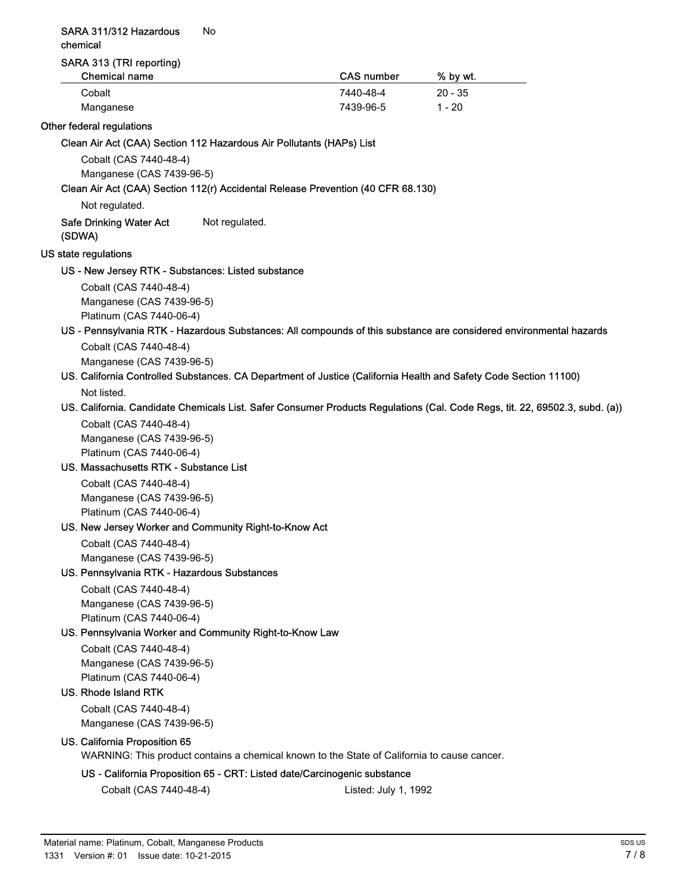**SARA 311/312 Hazardous chemical** No

**SARA 313 (TRI reporting)**

| Chemical name | CAS number | % by wt. |
|---|---|---|
| Cobalt | 7440-48-4 | 20 - 35 |
| Manganese | 7439-96-5 | 1 - 20 |

### Other federal regulations

**Clean Air Act (CAA) Section 112 Hazardous Air Pollutants (HAPs) List**

Cobalt (CAS 7440-48-4)
Manganese (CAS 7439-96-5)

**Clean Air Act (CAA) Section 112(r) Accidental Release Prevention (40 CFR 68.130)**

Not regulated.

**Safe Drinking Water Act (SDWA)** Not regulated.

### US state regulations

**US - New Jersey RTK - Substances: Listed substance**

Cobalt (CAS 7440-48-4)
Manganese (CAS 7439-96-5)
Platinum (CAS 7440-06-4)

**US - Pennsylvania RTK - Hazardous Substances: All compounds of this substance are considered environmental hazards**

Cobalt (CAS 7440-48-4)
Manganese (CAS 7439-96-5)

**US. California Controlled Substances. CA Department of Justice (California Health and Safety Code Section 11100)**

Not listed.

**US. California. Candidate Chemicals List. Safer Consumer Products Regulations (Cal. Code Regs, tit. 22, 69502.3, subd. (a))**

Cobalt (CAS 7440-48-4)
Manganese (CAS 7439-96-5)
Platinum (CAS 7440-06-4)

**US. Massachusetts RTK - Substance List**

Cobalt (CAS 7440-48-4)
Manganese (CAS 7439-96-5)
Platinum (CAS 7440-06-4)

**US. New Jersey Worker and Community Right-to-Know Act**

Cobalt (CAS 7440-48-4)
Manganese (CAS 7439-96-5)

**US. Pennsylvania RTK - Hazardous Substances**

Cobalt (CAS 7440-48-4)
Manganese (CAS 7439-96-5)
Platinum (CAS 7440-06-4)

**US. Pennsylvania Worker and Community Right-to-Know Law**

Cobalt (CAS 7440-48-4)
Manganese (CAS 7439-96-5)
Platinum (CAS 7440-06-4)

**US. Rhode Island RTK**

Cobalt (CAS 7440-48-4)
Manganese (CAS 7439-96-5)

**US. California Proposition 65**

WARNING: This product contains a chemical known to the State of California to cause cancer.

**US - California Proposition 65 - CRT: Listed date/Carcinogenic substance**

Cobalt (CAS 7440-48-4) Listed: July 1, 1992

Material name: Platinum, Cobalt, Manganese Products
1331 Version #: 01 Issue date: 10-21-2015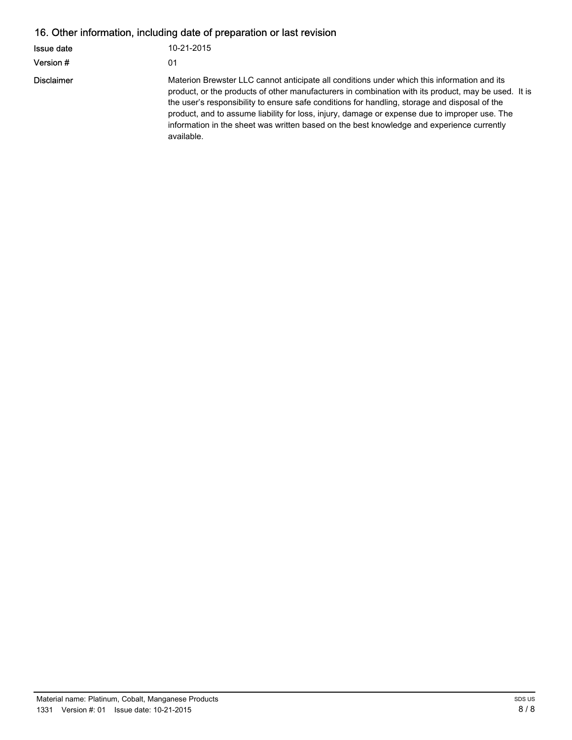## 16. Other information, including date of preparation or last revision

| | |
|---|---|
| **Issue date** | 10-21-2015 |
| **Version #** | 01 |
| **Disclaimer** | Materion Brewster LLC cannot anticipate all conditions under which this information and its product, or the products of other manufacturers in combination with its product, may be used. It is the user's responsibility to ensure safe conditions for handling, storage and disposal of the product, and to assume liability for loss, injury, damage or expense due to improper use. The information in the sheet was written based on the best knowledge and experience currently available. |